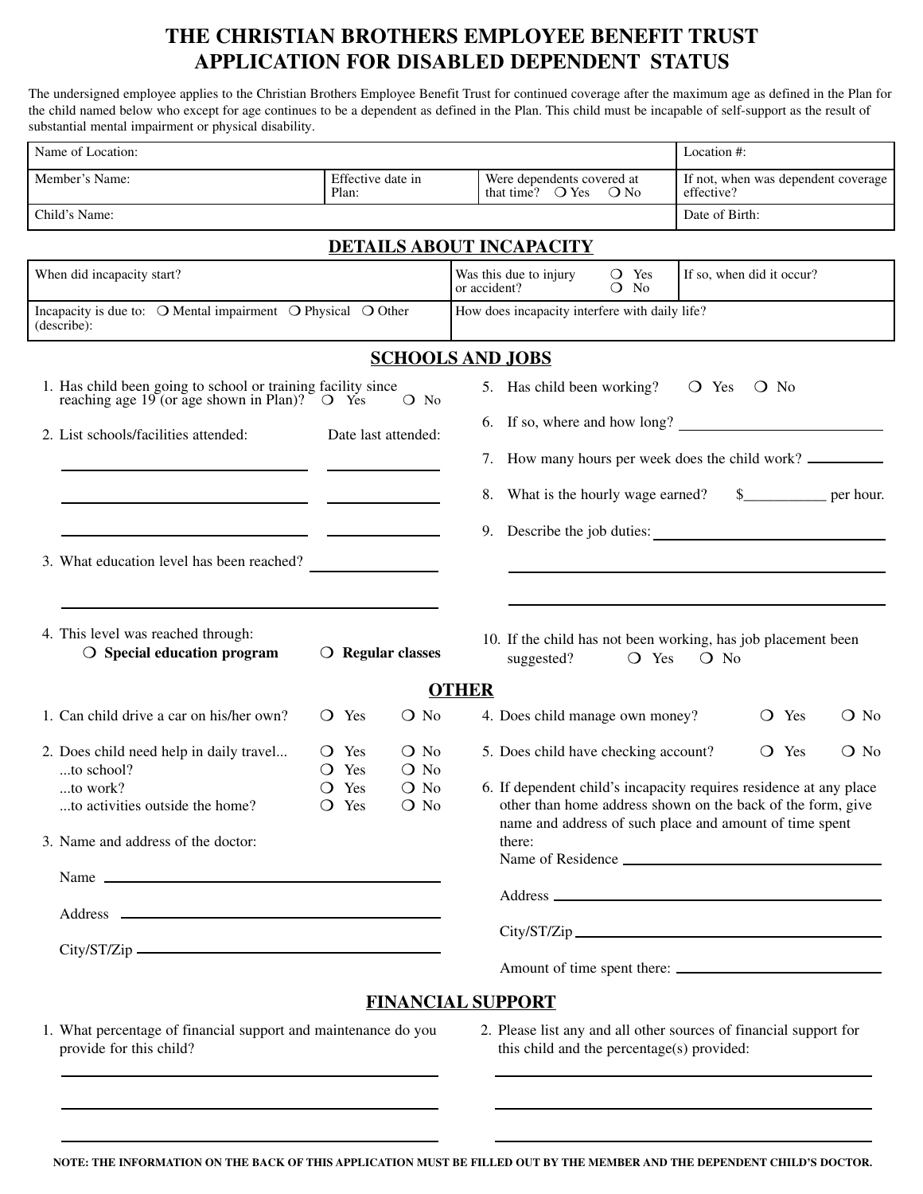# THE CHRISTIAN BROTHERS EMPLOYEE BENEFIT TRUST
# APPLICATION FOR DISABLED DEPENDENT STATUS

The undersigned employee applies to the Christian Brothers Employee Benefit Trust for continued coverage after the maximum age as defined in the Plan for the child named below who except for age continues to be a dependent as defined in the Plan. This child must be incapable of self-support as the result of substantial mental impairment or physical disability.

| Name of Location: | | | Location #: |
|---|---|---|---|
| Member's Name: | Effective date in Plan: | Were dependents covered at that time? ❍ Yes ❍ No | If not, when was dependent coverage effective? |
| Child's Name: | | | Date of Birth: |

## DETAILS ABOUT INCAPACITY

| When did incapacity start? | Was this due to injury or accident? ❍ Yes ❍ No | If so, when did it occur? |
|---|---|---|
| Incapacity is due to: ❍ Mental impairment ❍ Physical ❍ Other (describe): | How does incapacity interfere with daily life? | |

## SCHOOLS AND JOBS

1. Has child been going to school or training facility since reaching age 19 (or age shown in Plan)? ❍ Yes ❍ No
2. List schools/facilities attended: ____________ Date last attended: ____________
   ____________ ____________
   ____________ ____________
   ____________ ____________
3. What education level has been reached? ____________
   ____________
4. This level was reached through:
   ❍ **Special education program** ❍ **Regular classes**
5. Has child been working? ❍ Yes ❍ No
6. If so, where and how long? ____________
7. How many hours per week does the child work? ____________
8. What is the hourly wage earned? $__________ per hour.
9. Describe the job duties: ____________
   ____________
   ____________
10. If the child has not been working, has job placement been suggested? ❍ Yes ❍ No

## OTHER

1. Can child drive a car on his/her own? ❍ Yes ❍ No
2. Does child need help in daily travel... ❍ Yes ❍ No
   ...to school? ❍ Yes ❍ No
   ...to work? ❍ Yes ❍ No
   ...to activities outside the home? ❍ Yes ❍ No
3. Name and address of the doctor:
   Name ____________
   Address ____________
   City/ST/Zip ____________
4. Does child manage own money? ❍ Yes ❍ No
5. Does child have checking account? ❍ Yes ❍ No
6. If dependent child's incapacity requires residence at any place other than home address shown on the back of the form, give name and address of such place and amount of time spent there:
   Name of Residence ____________
   Address ____________
   City/ST/Zip ____________
   Amount of time spent there: ____________

## FINANCIAL SUPPORT

1. What percentage of financial support and maintenance do you provide for this child?
   ____________
   ____________
   ____________
2. Please list any and all other sources of financial support for this child and the percentage(s) provided:
   ____________
   ____________
   ____________

**NOTE: THE INFORMATION ON THE BACK OF THIS APPLICATION MUST BE FILLED OUT BY THE MEMBER AND THE DEPENDENT CHILD'S DOCTOR.**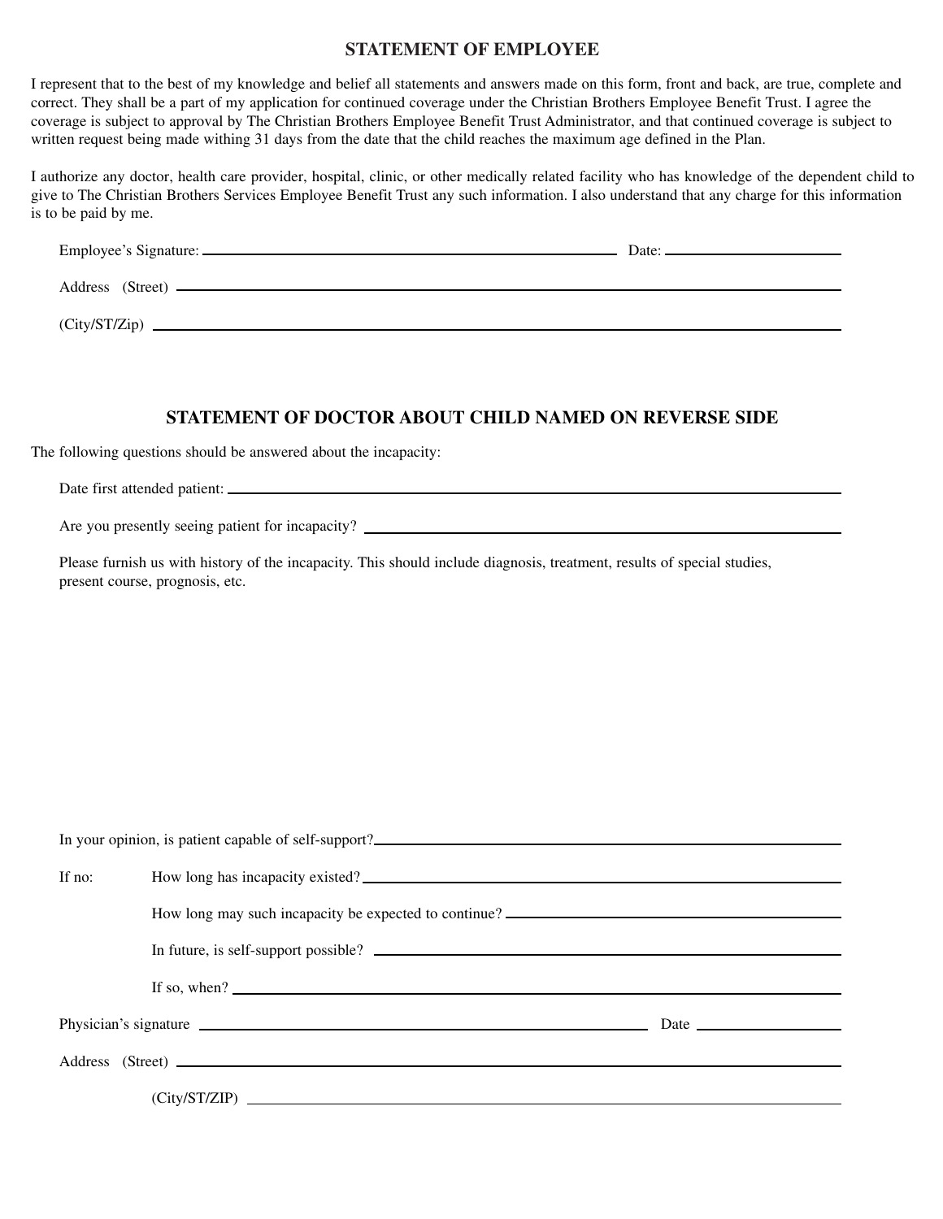## STATEMENT OF EMPLOYEE

I represent that to the best of my knowledge and belief all statements and answers made on this form, front and back, are true, complete and correct. They shall be a part of my application for continued coverage under the Christian Brothers Employee Benefit Trust. I agree the coverage is subject to approval by The Christian Brothers Employee Benefit Trust Administrator, and that continued coverage is subject to written request being made withing 31 days from the date that the child reaches the maximum age defined in the Plan.

I authorize any doctor, health care provider, hospital, clinic, or other medically related facility who has knowledge of the dependent child to give to The Christian Brothers Services Employee Benefit Trust any such information. I also understand that any charge for this information is to be paid by me.

Employee's Signature: ______________________________ Date: ______________

Address (Street) ______________________________

(City/ST/Zip) ______________________________

## STATEMENT OF DOCTOR ABOUT CHILD NAMED ON REVERSE SIDE

The following questions should be answered about the incapacity:

Date first attended patient: ______________________________

Are you presently seeing patient for incapacity? ______________________________

Please furnish us with history of the incapacity. This should include diagnosis, treatment, results of special studies, present course, prognosis, etc.

In your opinion, is patient capable of self-support? ______________________________

If no: How long has incapacity existed? ______________________________

How long may such incapacity be expected to continue? ______________________________

In future, is self-support possible? ______________________________

If so, when? ______________________________

Physician's signature ______________________________ Date ______________

Address (Street) ______________________________

(City/ST/ZIP) ______________________________